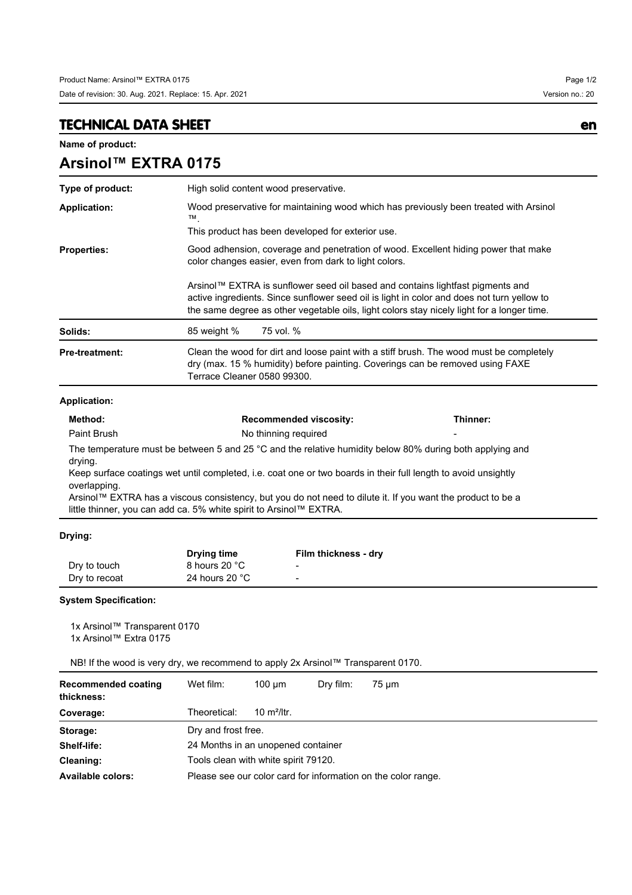## TECHNICAL DATA SHEET

en

**Name of product:**

# Arsinol™ EXTRA 0175

| | |
|---|---|
| **Type of product:** | High solid content wood preservative. |
| **Application:** | Wood preservative for maintaining wood which has previously been treated with Arsinol ™. This product has been developed for exterior use. |
| **Properties:** | Good adhension, coverage and penetration of wood. Excellent hiding power that make color changes easier, even from dark to light colors. Arsinol™ EXTRA is sunflower seed oil based and contains lightfast pigments and active ingredients. Since sunflower seed oil is light in color and does not turn yellow to the same degree as other vegetable oils, light colors stay nicely light for a longer time. |
| **Solids:** | 85 weight % 75 vol. % |
| **Pre-treatment:** | Clean the wood for dirt and loose paint with a stiff brush. The wood must be completely dry (max. 15 % humidity) before painting. Coverings can be removed using FAXE Terrace Cleaner 0580 99300. |

**Application:**

| Method: | Recommended viscosity: | Thinner: |
|---|---|---|
| Paint Brush | No thinning required | - |

The temperature must be between 5 and 25 °C and the relative humidity below 80% during both applying and drying.
Keep surface coatings wet until completed, i.e. coat one or two boards in their full length to avoid unsightly overlapping.
Arsinol™ EXTRA has a viscous consistency, but you do not need to dilute it. If you want the product to be a little thinner, you can add ca. 5% white spirit to Arsinol™ EXTRA.

**Drying:**

| | Drying time | Film thickness - dry |
|---|---|---|
| Dry to touch | 8 hours 20 °C | - |
| Dry to recoat | 24 hours 20 °C | - |

**System Specification:**

1x Arsinol™ Transparent 0170
1x Arsinol™ Extra 0175

NB! If the wood is very dry, we recommend to apply 2x Arsinol™ Transparent 0170.

| | |
|---|---|
| **Recommended coating thickness:** | Wet film: 100 µm Dry film: 75 µm |
| **Coverage:** | Theoretical: 10 m²/ltr. |
| **Storage:** | Dry and frost free. |
| **Shelf-life:** | 24 Months in an unopened container |
| **Cleaning:** | Tools clean with white spirit 79120. |
| **Available colors:** | Please see our color card for information on the color range. |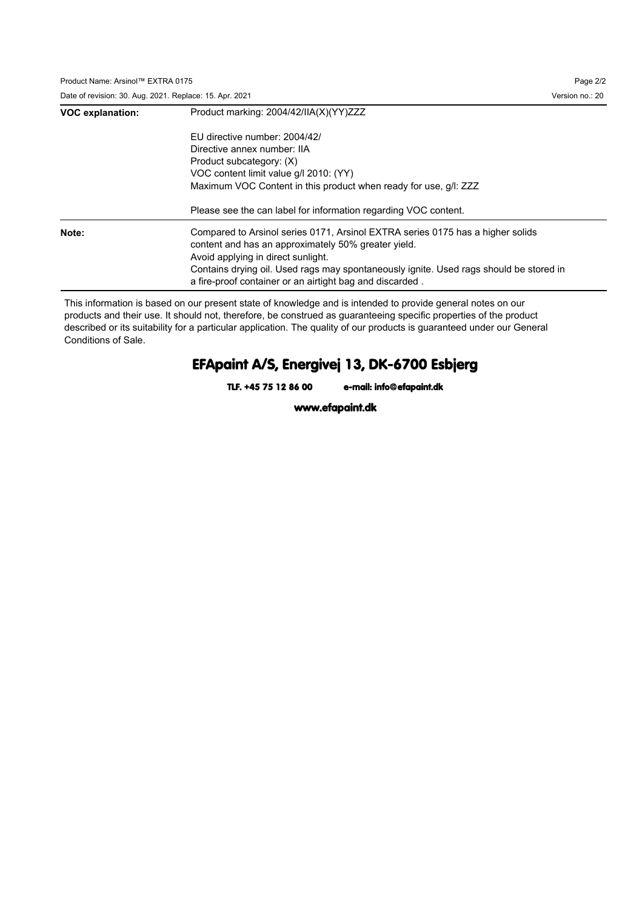| | |
|---|---|
| **VOC explanation:** | Product marking: 2004/42/IIA(X)(YY)ZZZ<br><br>EU directive number: 2004/42/<br>Directive annex number: IIA<br>Product subcategory: (X)<br>VOC content limit value g/l 2010: (YY)<br>Maximum VOC Content in this product when ready for use, g/l: ZZZ<br><br>Please see the can label for information regarding VOC content. |
| **Note:** | Compared to Arsinol series 0171, Arsinol EXTRA series 0175 has a higher solids content and has an approximately 50% greater yield.<br>Avoid applying in direct sunlight.<br>Contains drying oil. Used rags may spontaneously ignite. Used rags should be stored in a fire-proof container or an airtight bag and discarded . |

This information is based on our present state of knowledge and is intended to provide general notes on our products and their use. It should not, therefore, be construed as guaranteeing specific properties of the product described or its suitability for a particular application. The quality of our products is guaranteed under our General Conditions of Sale.

## EFApaint A/S, Energivej 13, DK-6700 Esbjerg

**TLF. +45 75 12 86 00** **e-mail: info@efapaint.dk**

**www.efapaint.dk**